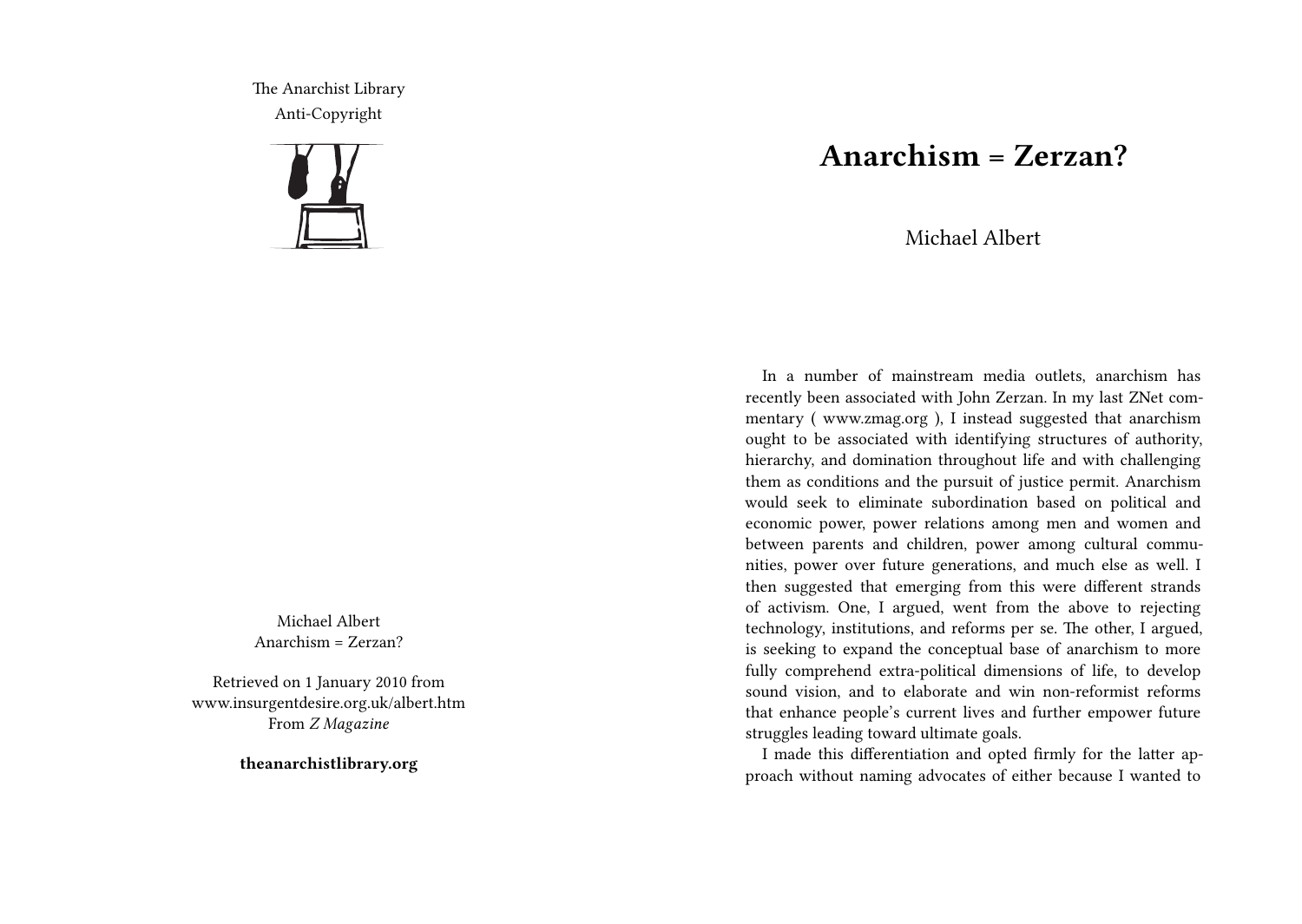The Anarchist Library
Anti-Copyright

Michael Albert
Anarchism = Zerzan?

Retrieved on 1 January 2010 from www.insurgentdesire.org.uk/albert.htm
From *Z Magazine*

**theanarchistlibrary.org**

# Anarchism = Zerzan?

Michael Albert

In a number of mainstream media outlets, anarchism has recently been associated with John Zerzan. In my last ZNet commentary ( www.zmag.org ), I instead suggested that anarchism ought to be associated with identifying structures of authority, hierarchy, and domination throughout life and with challenging them as conditions and the pursuit of justice permit. Anarchism would seek to eliminate subordination based on political and economic power, power relations among men and women and between parents and children, power among cultural communities, power over future generations, and much else as well. I then suggested that emerging from this were different strands of activism. One, I argued, went from the above to rejecting technology, institutions, and reforms per se. The other, I argued, is seeking to expand the conceptual base of anarchism to more fully comprehend extra-political dimensions of life, to develop sound vision, and to elaborate and win non-reformist reforms that enhance people's current lives and further empower future struggles leading toward ultimate goals.

I made this differentiation and opted firmly for the latter approach without naming advocates of either because I wanted to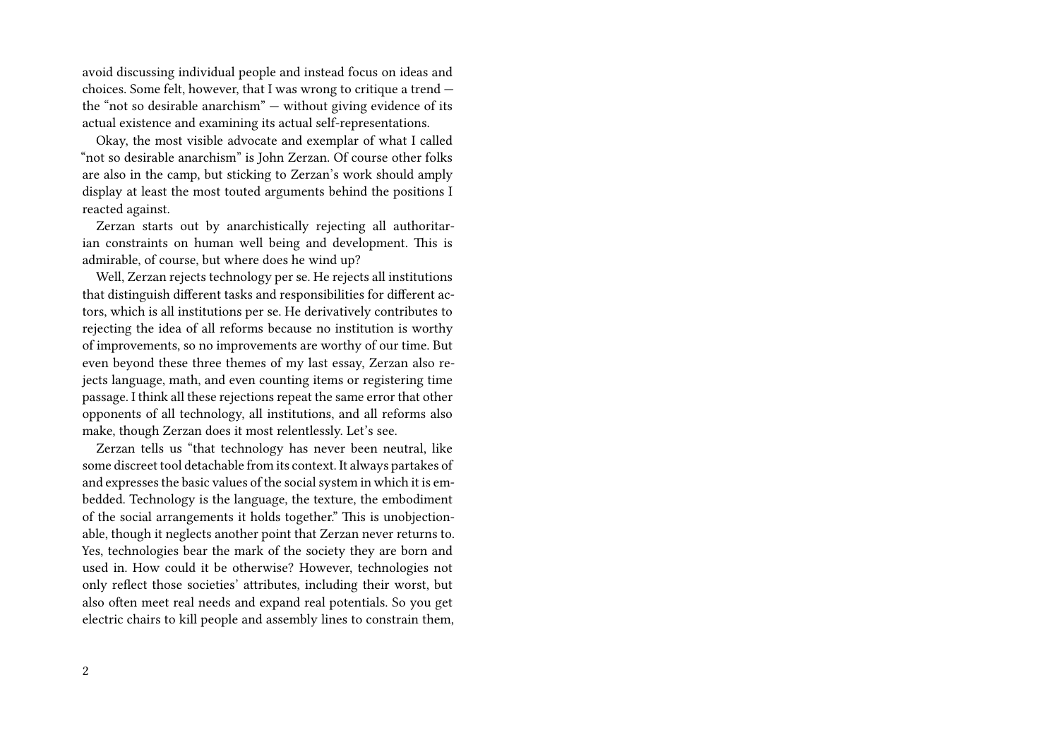avoid discussing individual people and instead focus on ideas and choices. Some felt, however, that I was wrong to critique a trend — the "not so desirable anarchism" — without giving evidence of its actual existence and examining its actual self-representations.

Okay, the most visible advocate and exemplar of what I called "not so desirable anarchism" is John Zerzan. Of course other folks are also in the camp, but sticking to Zerzan's work should amply display at least the most touted arguments behind the positions I reacted against.

Zerzan starts out by anarchistically rejecting all authoritarian constraints on human well being and development. This is admirable, of course, but where does he wind up?

Well, Zerzan rejects technology per se. He rejects all institutions that distinguish different tasks and responsibilities for different actors, which is all institutions per se. He derivatively contributes to rejecting the idea of all reforms because no institution is worthy of improvements, so no improvements are worthy of our time. But even beyond these three themes of my last essay, Zerzan also rejects language, math, and even counting items or registering time passage. I think all these rejections repeat the same error that other opponents of all technology, all institutions, and all reforms also make, though Zerzan does it most relentlessly. Let's see.

Zerzan tells us "that technology has never been neutral, like some discreet tool detachable from its context. It always partakes of and expresses the basic values of the social system in which it is embedded. Technology is the language, the texture, the embodiment of the social arrangements it holds together." This is unobjectionable, though it neglects another point that Zerzan never returns to. Yes, technologies bear the mark of the society they are born and used in. How could it be otherwise? However, technologies not only reflect those societies' attributes, including their worst, but also often meet real needs and expand real potentials. So you get electric chairs to kill people and assembly lines to constrain them,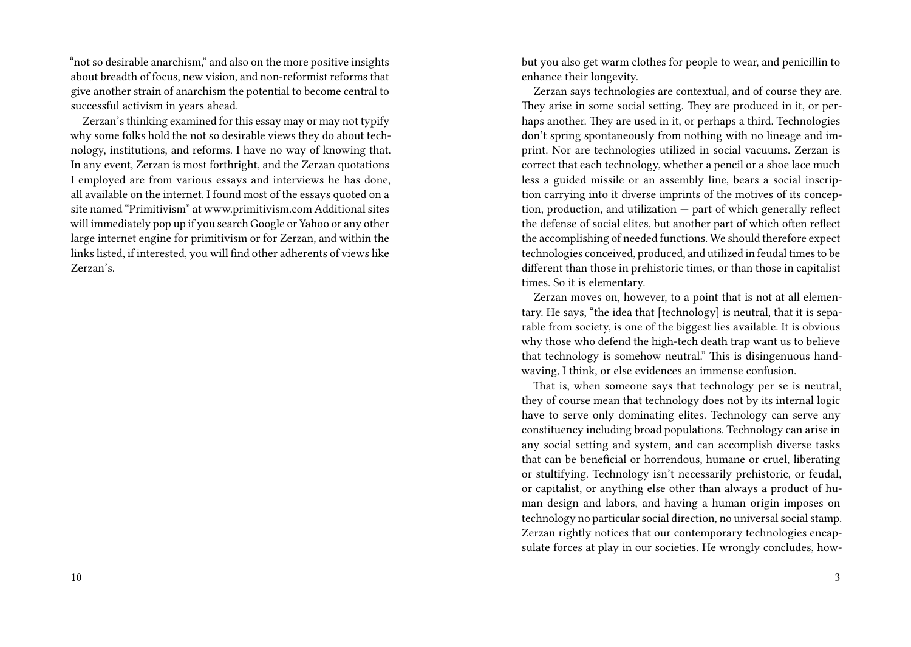"not so desirable anarchism," and also on the more positive insights about breadth of focus, new vision, and non-reformist reforms that give another strain of anarchism the potential to become central to successful activism in years ahead.

Zerzan's thinking examined for this essay may or may not typify why some folks hold the not so desirable views they do about technology, institutions, and reforms. I have no way of knowing that. In any event, Zerzan is most forthright, and the Zerzan quotations I employed are from various essays and interviews he has done, all available on the internet. I found most of the essays quoted on a site named "Primitivism" at www.primitivism.com Additional sites will immediately pop up if you search Google or Yahoo or any other large internet engine for primitivism or for Zerzan, and within the links listed, if interested, you will find other adherents of views like Zerzan's.

but you also get warm clothes for people to wear, and penicillin to enhance their longevity.

Zerzan says technologies are contextual, and of course they are. They arise in some social setting. They are produced in it, or perhaps another. They are used in it, or perhaps a third. Technologies don't spring spontaneously from nothing with no lineage and imprint. Nor are technologies utilized in social vacuums. Zerzan is correct that each technology, whether a pencil or a shoe lace much less a guided missile or an assembly line, bears a social inscription carrying into it diverse imprints of the motives of its conception, production, and utilization — part of which generally reflect the defense of social elites, but another part of which often reflect the accomplishing of needed functions. We should therefore expect technologies conceived, produced, and utilized in feudal times to be different than those in prehistoric times, or than those in capitalist times. So it is elementary.

Zerzan moves on, however, to a point that is not at all elementary. He says, "the idea that [technology] is neutral, that it is separable from society, is one of the biggest lies available. It is obvious why those who defend the high-tech death trap want us to believe that technology is somehow neutral." This is disingenuous handwaving, I think, or else evidences an immense confusion.

That is, when someone says that technology per se is neutral, they of course mean that technology does not by its internal logic have to serve only dominating elites. Technology can serve any constituency including broad populations. Technology can arise in any social setting and system, and can accomplish diverse tasks that can be beneficial or horrendous, humane or cruel, liberating or stultifying. Technology isn't necessarily prehistoric, or feudal, or capitalist, or anything else other than always a product of human design and labors, and having a human origin imposes on technology no particular social direction, no universal social stamp. Zerzan rightly notices that our contemporary technologies encapsulate forces at play in our societies. He wrongly concludes, how-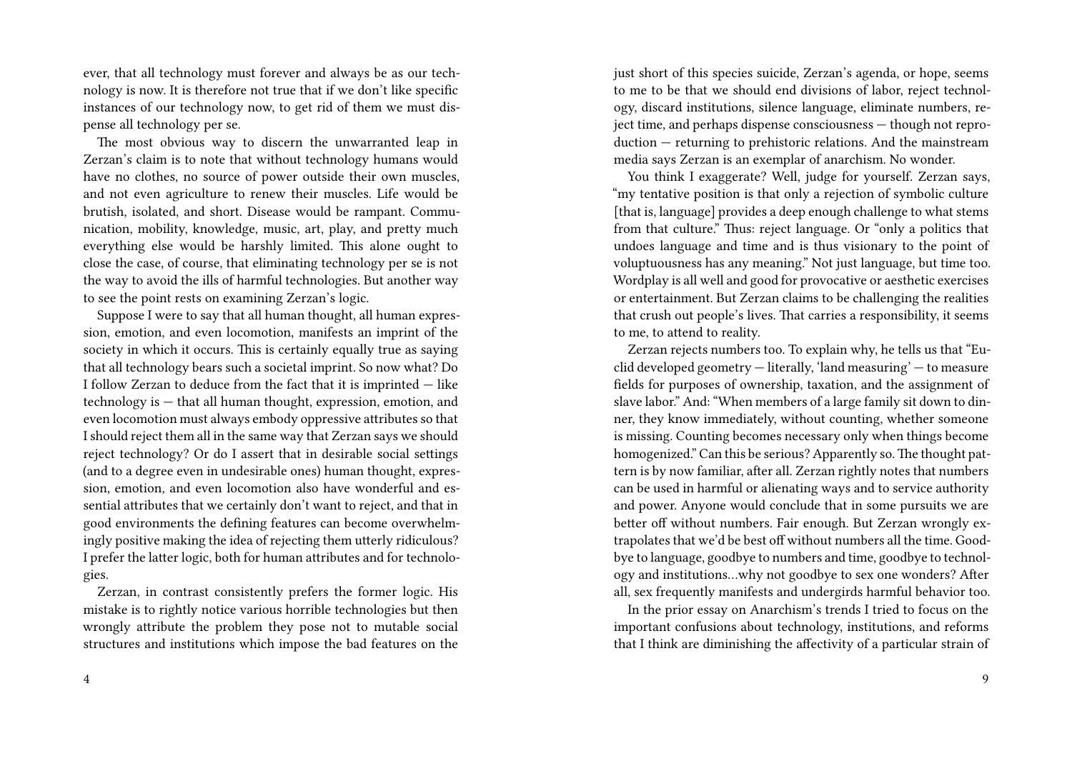ever, that all technology must forever and always be as our technology is now. It is therefore not true that if we don't like specific instances of our technology now, to get rid of them we must dispense all technology per se.

The most obvious way to discern the unwarranted leap in Zerzan's claim is to note that without technology humans would have no clothes, no source of power outside their own muscles, and not even agriculture to renew their muscles. Life would be brutish, isolated, and short. Disease would be rampant. Communication, mobility, knowledge, music, art, play, and pretty much everything else would be harshly limited. This alone ought to close the case, of course, that eliminating technology per se is not the way to avoid the ills of harmful technologies. But another way to see the point rests on examining Zerzan's logic.

Suppose I were to say that all human thought, all human expression, emotion, and even locomotion, manifests an imprint of the society in which it occurs. This is certainly equally true as saying that all technology bears such a societal imprint. So now what? Do I follow Zerzan to deduce from the fact that it is imprinted — like technology is — that all human thought, expression, emotion, and even locomotion must always embody oppressive attributes so that I should reject them all in the same way that Zerzan says we should reject technology? Or do I assert that in desirable social settings (and to a degree even in undesirable ones) human thought, expression, emotion, and even locomotion also have wonderful and essential attributes that we certainly don't want to reject, and that in good environments the defining features can become overwhelmingly positive making the idea of rejecting them utterly ridiculous? I prefer the latter logic, both for human attributes and for technologies.

Zerzan, in contrast consistently prefers the former logic. His mistake is to rightly notice various horrible technologies but then wrongly attribute the problem they pose not to mutable social structures and institutions which impose the bad features on the

just short of this species suicide, Zerzan's agenda, or hope, seems to me to be that we should end divisions of labor, reject technology, discard institutions, silence language, eliminate numbers, reject time, and perhaps dispense consciousness — though not reproduction — returning to prehistoric relations. And the mainstream media says Zerzan is an exemplar of anarchism. No wonder.

You think I exaggerate? Well, judge for yourself. Zerzan says, "my tentative position is that only a rejection of symbolic culture [that is, language] provides a deep enough challenge to what stems from that culture." Thus: reject language. Or "only a politics that undoes language and time and is thus visionary to the point of voluptuousness has any meaning." Not just language, but time too. Wordplay is all well and good for provocative or aesthetic exercises or entertainment. But Zerzan claims to be challenging the realities that crush out people's lives. That carries a responsibility, it seems to me, to attend to reality.

Zerzan rejects numbers too. To explain why, he tells us that "Euclid developed geometry — literally, 'land measuring' — to measure fields for purposes of ownership, taxation, and the assignment of slave labor." And: "When members of a large family sit down to dinner, they know immediately, without counting, whether someone is missing. Counting becomes necessary only when things become homogenized." Can this be serious? Apparently so. The thought pattern is by now familiar, after all. Zerzan rightly notes that numbers can be used in harmful or alienating ways and to service authority and power. Anyone would conclude that in some pursuits we are better off without numbers. Fair enough. But Zerzan wrongly extrapolates that we'd be best off without numbers all the time. Goodbye to language, goodbye to numbers and time, goodbye to technology and institutions…why not goodbye to sex one wonders? After all, sex frequently manifests and undergirds harmful behavior too.

In the prior essay on Anarchism's trends I tried to focus on the important confusions about technology, institutions, and reforms that I think are diminishing the affectivity of a particular strain of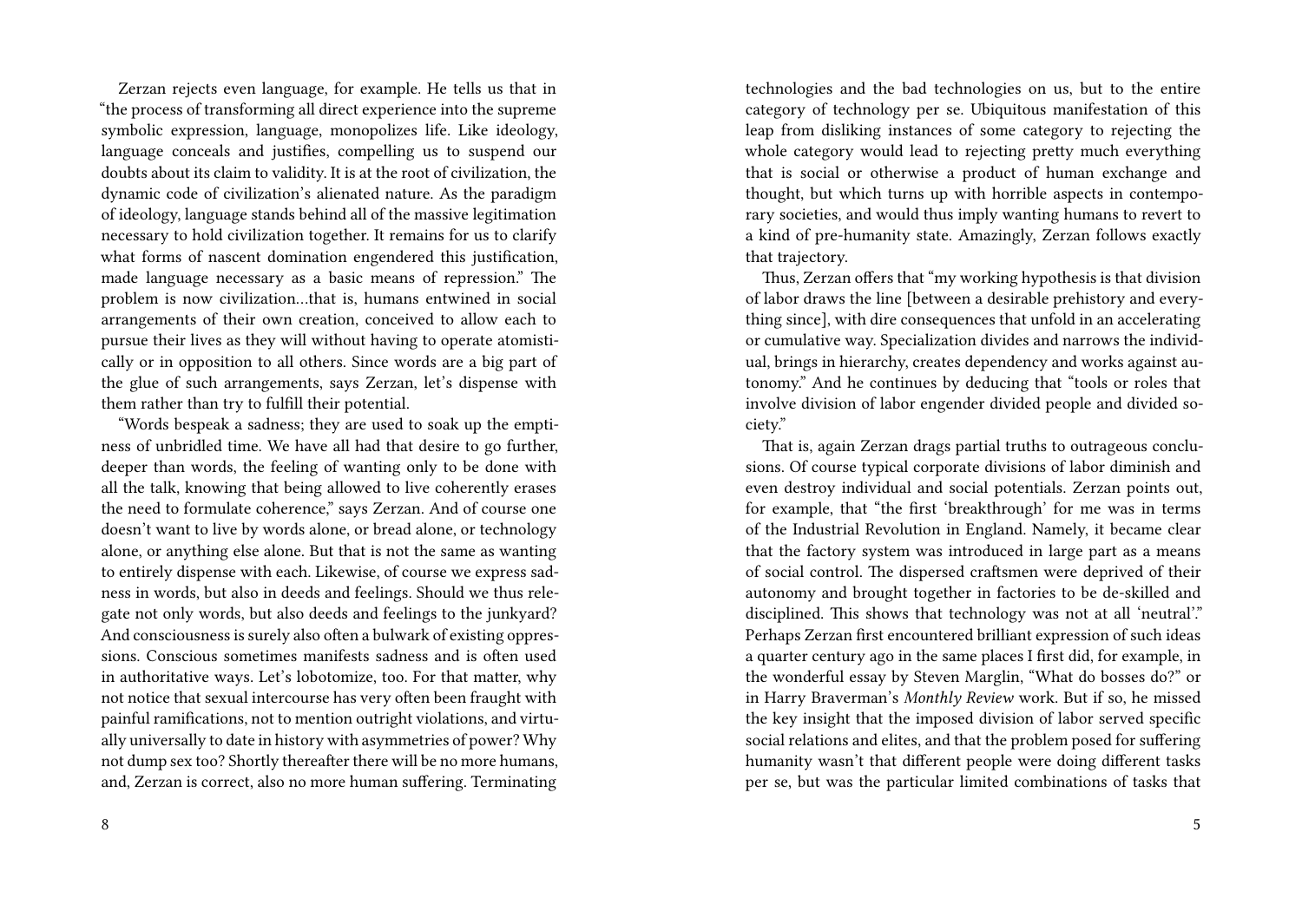Zerzan rejects even language, for example. He tells us that in "the process of transforming all direct experience into the supreme symbolic expression, language, monopolizes life. Like ideology, language conceals and justifies, compelling us to suspend our doubts about its claim to validity. It is at the root of civilization, the dynamic code of civilization's alienated nature. As the paradigm of ideology, language stands behind all of the massive legitimation necessary to hold civilization together. It remains for us to clarify what forms of nascent domination engendered this justification, made language necessary as a basic means of repression." The problem is now civilization…that is, humans entwined in social arrangements of their own creation, conceived to allow each to pursue their lives as they will without having to operate atomistically or in opposition to all others. Since words are a big part of the glue of such arrangements, says Zerzan, let's dispense with them rather than try to fulfill their potential.

"Words bespeak a sadness; they are used to soak up the emptiness of unbridled time. We have all had that desire to go further, deeper than words, the feeling of wanting only to be done with all the talk, knowing that being allowed to live coherently erases the need to formulate coherence," says Zerzan. And of course one doesn't want to live by words alone, or bread alone, or technology alone, or anything else alone. But that is not the same as wanting to entirely dispense with each. Likewise, of course we express sadness in words, but also in deeds and feelings. Should we thus relegate not only words, but also deeds and feelings to the junkyard? And consciousness is surely also often a bulwark of existing oppressions. Conscious sometimes manifests sadness and is often used in authoritative ways. Let's lobotomize, too. For that matter, why not notice that sexual intercourse has very often been fraught with painful ramifications, not to mention outright violations, and virtually universally to date in history with asymmetries of power? Why not dump sex too? Shortly thereafter there will be no more humans, and, Zerzan is correct, also no more human suffering. Terminating

technologies and the bad technologies on us, but to the entire category of technology per se. Ubiquitous manifestation of this leap from disliking instances of some category to rejecting the whole category would lead to rejecting pretty much everything that is social or otherwise a product of human exchange and thought, but which turns up with horrible aspects in contemporary societies, and would thus imply wanting humans to revert to a kind of pre-humanity state. Amazingly, Zerzan follows exactly that trajectory.

Thus, Zerzan offers that "my working hypothesis is that division of labor draws the line [between a desirable prehistory and everything since], with dire consequences that unfold in an accelerating or cumulative way. Specialization divides and narrows the individual, brings in hierarchy, creates dependency and works against autonomy." And he continues by deducing that "tools or roles that involve division of labor engender divided people and divided society."

That is, again Zerzan drags partial truths to outrageous conclusions. Of course typical corporate divisions of labor diminish and even destroy individual and social potentials. Zerzan points out, for example, that "the first 'breakthrough' for me was in terms of the Industrial Revolution in England. Namely, it became clear that the factory system was introduced in large part as a means of social control. The dispersed craftsmen were deprived of their autonomy and brought together in factories to be de-skilled and disciplined. This shows that technology was not at all 'neutral'." Perhaps Zerzan first encountered brilliant expression of such ideas a quarter century ago in the same places I first did, for example, in the wonderful essay by Steven Marglin, "What do bosses do?" or in Harry Braverman's *Monthly Review* work. But if so, he missed the key insight that the imposed division of labor served specific social relations and elites, and that the problem posed for suffering humanity wasn't that different people were doing different tasks per se, but was the particular limited combinations of tasks that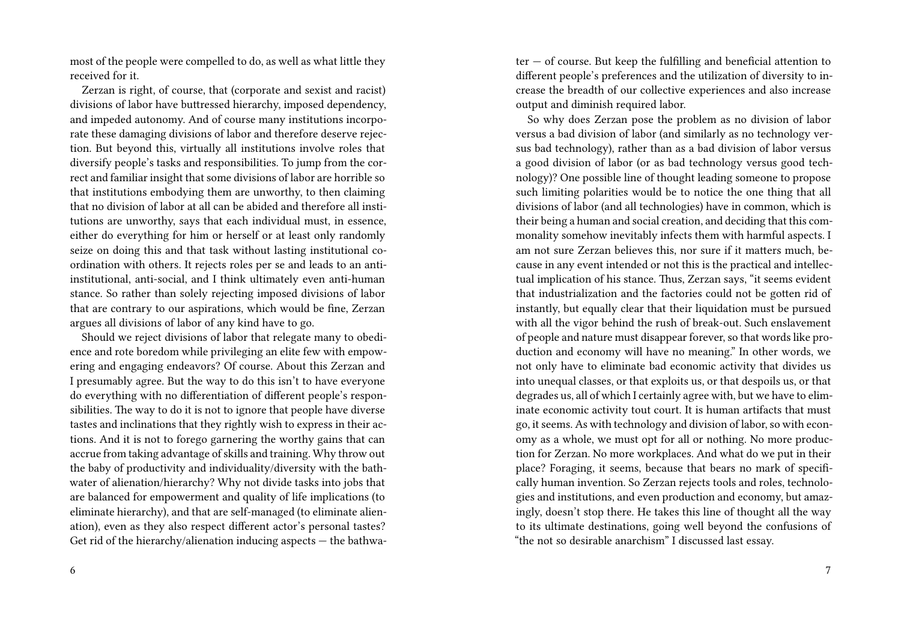most of the people were compelled to do, as well as what little they received for it.

Zerzan is right, of course, that (corporate and sexist and racist) divisions of labor have buttressed hierarchy, imposed dependency, and impeded autonomy. And of course many institutions incorporate these damaging divisions of labor and therefore deserve rejection. But beyond this, virtually all institutions involve roles that diversify people's tasks and responsibilities. To jump from the correct and familiar insight that some divisions of labor are horrible so that institutions embodying them are unworthy, to then claiming that no division of labor at all can be abided and therefore all institutions are unworthy, says that each individual must, in essence, either do everything for him or herself or at least only randomly seize on doing this and that task without lasting institutional coordination with others. It rejects roles per se and leads to an anti-institutional, anti-social, and I think ultimately even anti-human stance. So rather than solely rejecting imposed divisions of labor that are contrary to our aspirations, which would be fine, Zerzan argues all divisions of labor of any kind have to go.

Should we reject divisions of labor that relegate many to obedience and rote boredom while privileging an elite few with empowering and engaging endeavors? Of course. About this Zerzan and I presumably agree. But the way to do this isn't to have everyone do everything with no differentiation of different people's responsibilities. The way to do it is not to ignore that people have diverse tastes and inclinations that they rightly wish to express in their actions. And it is not to forego garnering the worthy gains that can accrue from taking advantage of skills and training. Why throw out the baby of productivity and individuality/diversity with the bathwater of alienation/hierarchy? Why not divide tasks into jobs that are balanced for empowerment and quality of life implications (to eliminate hierarchy), and that are self-managed (to eliminate alienation), even as they also respect different actor's personal tastes? Get rid of the hierarchy/alienation inducing aspects — the bathwater — of course. But keep the fulfilling and beneficial attention to different people's preferences and the utilization of diversity to increase the breadth of our collective experiences and also increase output and diminish required labor.

So why does Zerzan pose the problem as no division of labor versus a bad division of labor (and similarly as no technology versus bad technology), rather than as a bad division of labor versus a good division of labor (or as bad technology versus good technology)? One possible line of thought leading someone to propose such limiting polarities would be to notice the one thing that all divisions of labor (and all technologies) have in common, which is their being a human and social creation, and deciding that this commonality somehow inevitably infects them with harmful aspects. I am not sure Zerzan believes this, nor sure if it matters much, because in any event intended or not this is the practical and intellectual implication of his stance. Thus, Zerzan says, "it seems evident that industrialization and the factories could not be gotten rid of instantly, but equally clear that their liquidation must be pursued with all the vigor behind the rush of break-out. Such enslavement of people and nature must disappear forever, so that words like production and economy will have no meaning." In other words, we not only have to eliminate bad economic activity that divides us into unequal classes, or that exploits us, or that despoils us, or that degrades us, all of which I certainly agree with, but we have to eliminate economic activity tout court. It is human artifacts that must go, it seems. As with technology and division of labor, so with economy as a whole, we must opt for all or nothing. No more production for Zerzan. No more workplaces. And what do we put in their place? Foraging, it seems, because that bears no mark of specifically human invention. So Zerzan rejects tools and roles, technologies and institutions, and even production and economy, but amazingly, doesn't stop there. He takes this line of thought all the way to its ultimate destinations, going well beyond the confusions of "the not so desirable anarchism" I discussed last essay.